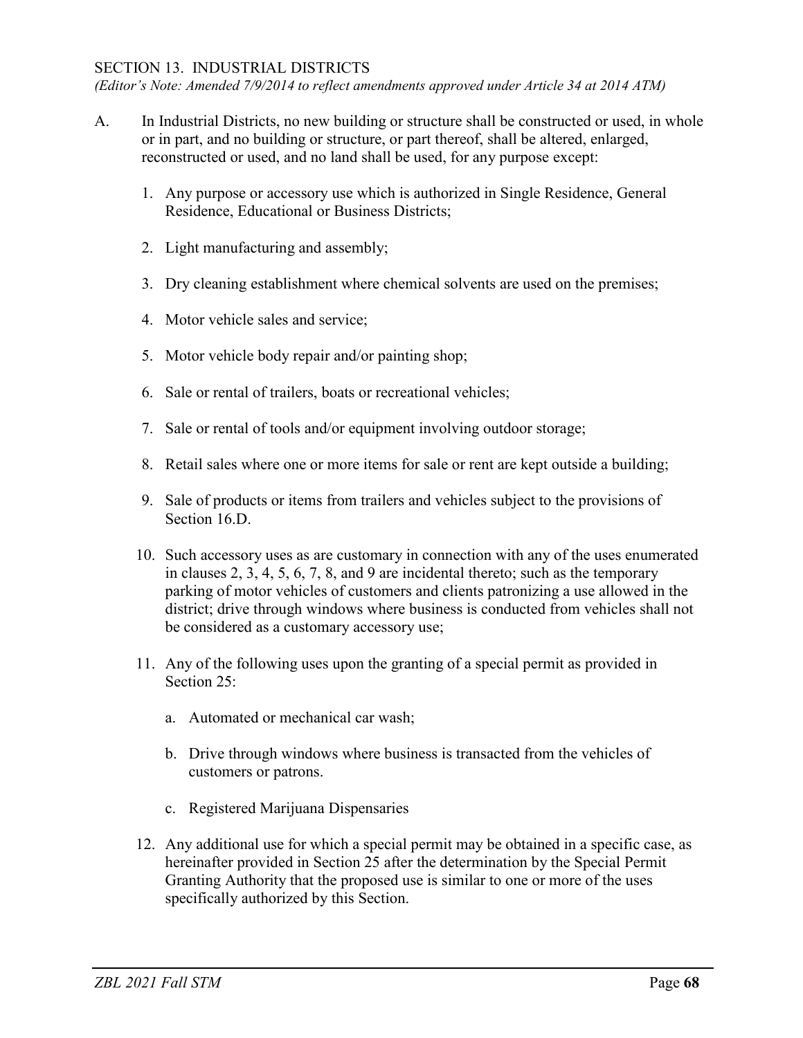## SECTION 13. INDUSTRIAL DISTRICTS

*(Editor's Note: Amended 7/9/2014 to reflect amendments approved under Article 34 at 2014 ATM)*

A. In Industrial Districts, no new building or structure shall be constructed or used, in whole or in part, and no building or structure, or part thereof, shall be altered, enlarged, reconstructed or used, and no land shall be used, for any purpose except:

1. Any purpose or accessory use which is authorized in Single Residence, General Residence, Educational or Business Districts;

2. Light manufacturing and assembly;

3. Dry cleaning establishment where chemical solvents are used on the premises;

4. Motor vehicle sales and service;

5. Motor vehicle body repair and/or painting shop;

6. Sale or rental of trailers, boats or recreational vehicles;

7. Sale or rental of tools and/or equipment involving outdoor storage;

8. Retail sales where one or more items for sale or rent are kept outside a building;

9. Sale of products or items from trailers and vehicles subject to the provisions of Section 16.D.

10. Such accessory uses as are customary in connection with any of the uses enumerated in clauses 2, 3, 4, 5, 6, 7, 8, and 9 are incidental thereto; such as the temporary parking of motor vehicles of customers and clients patronizing a use allowed in the district; drive through windows where business is conducted from vehicles shall not be considered as a customary accessory use;

11. Any of the following uses upon the granting of a special permit as provided in Section 25:

    a. Automated or mechanical car wash;

    b. Drive through windows where business is transacted from the vehicles of customers or patrons.

    c. Registered Marijuana Dispensaries

12. Any additional use for which a special permit may be obtained in a specific case, as hereinafter provided in Section 25 after the determination by the Special Permit Granting Authority that the proposed use is similar to one or more of the uses specifically authorized by this Section.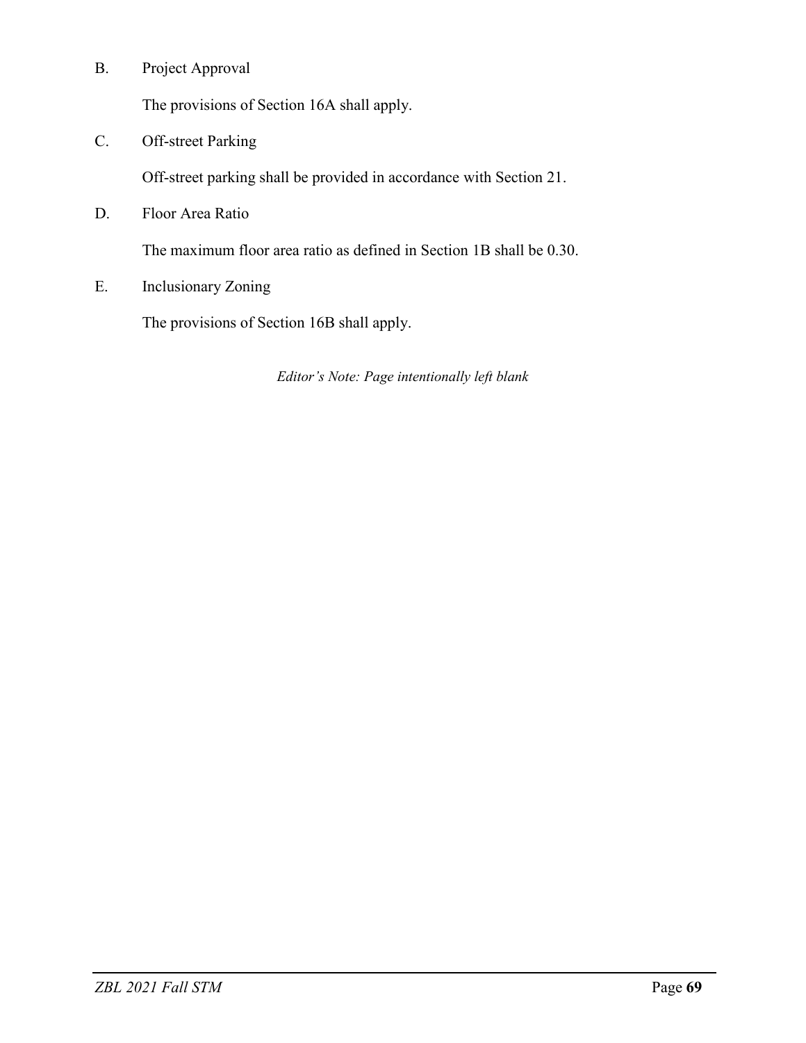B. Project Approval

The provisions of Section 16A shall apply.

C. Off-street Parking

Off-street parking shall be provided in accordance with Section 21.

D. Floor Area Ratio

The maximum floor area ratio as defined in Section 1B shall be 0.30.

E. Inclusionary Zoning

The provisions of Section 16B shall apply.

*Editor's Note: Page intentionally left blank*